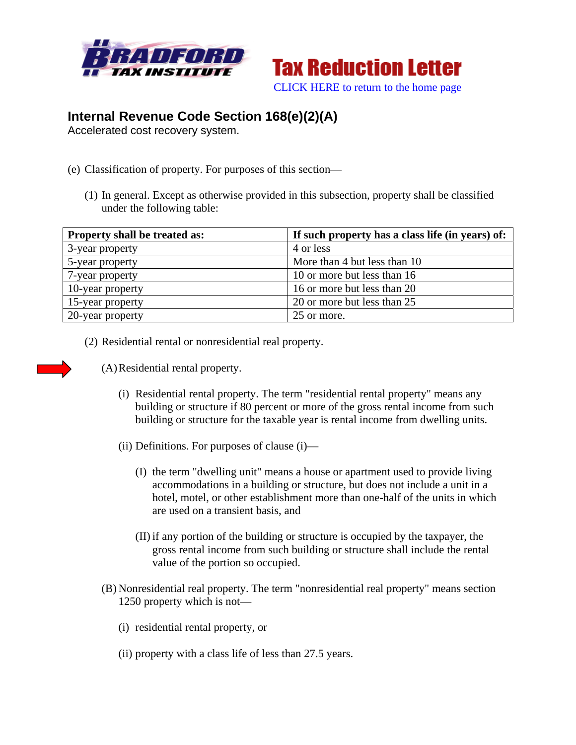Bradford Tax Institute

# Tax Reduction Letter

CLICK HERE to return to the home page

## Internal Revenue Code Section 168(e)(2)(A)

Accelerated cost recovery system.

(e) Classification of property. For purposes of this section—

(1) In general. Except as otherwise provided in this subsection, property shall be classified under the following table:

| Property shall be treated as: | If such property has a class life (in years) of: |
| --- | --- |
| 3-year property | 4 or less |
| 5-year property | More than 4 but less than 10 |
| 7-year property | 10 or more but less than 16 |
| 10-year property | 16 or more but less than 20 |
| 15-year property | 20 or more but less than 25 |
| 20-year property | 25 or more. |

(2) Residential rental or nonresidential real property.

(A) Residential rental property.

(i) Residential rental property. The term "residential rental property" means any building or structure if 80 percent or more of the gross rental income from such building or structure for the taxable year is rental income from dwelling units.

(ii) Definitions. For purposes of clause (i)—

(I) the term "dwelling unit" means a house or apartment used to provide living accommodations in a building or structure, but does not include a unit in a hotel, motel, or other establishment more than one-half of the units in which are used on a transient basis, and

(II) if any portion of the building or structure is occupied by the taxpayer, the gross rental income from such building or structure shall include the rental value of the portion so occupied.

(B) Nonresidential real property. The term "nonresidential real property" means section 1250 property which is not—

(i) residential rental property, or

(ii) property with a class life of less than 27.5 years.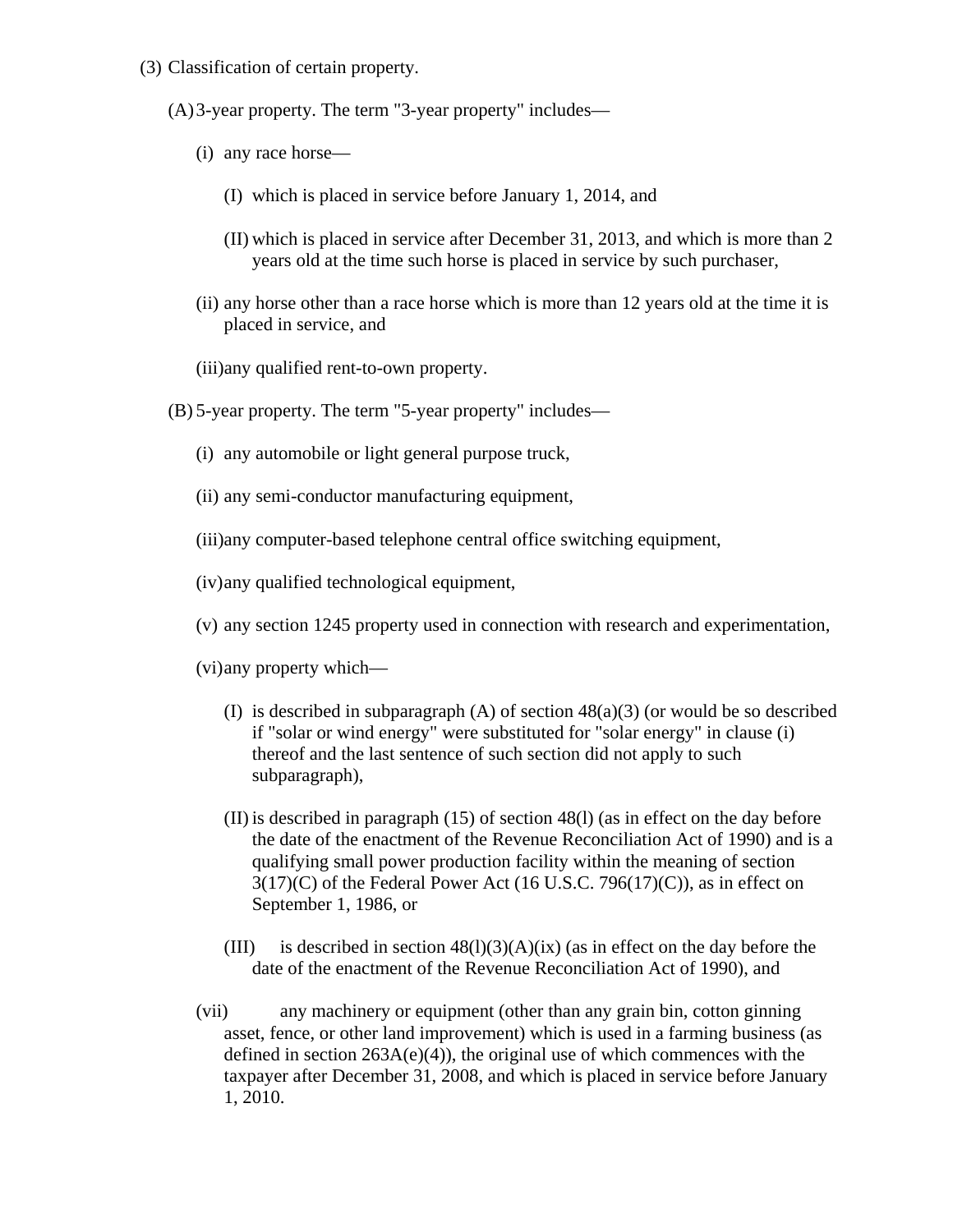(3) Classification of certain property.

(A) 3-year property. The term "3-year property" includes—

(i) any race horse—

(I) which is placed in service before January 1, 2014, and

(II) which is placed in service after December 31, 2013, and which is more than 2 years old at the time such horse is placed in service by such purchaser,

(ii) any horse other than a race horse which is more than 12 years old at the time it is placed in service, and

(iii) any qualified rent-to-own property.

(B) 5-year property. The term "5-year property" includes—

(i) any automobile or light general purpose truck,

(ii) any semi-conductor manufacturing equipment,

(iii) any computer-based telephone central office switching equipment,

(iv) any qualified technological equipment,

(v) any section 1245 property used in connection with research and experimentation,

(vi) any property which—

(I) is described in subparagraph (A) of section 48(a)(3) (or would be so described if "solar or wind energy" were substituted for "solar energy" in clause (i) thereof and the last sentence of such section did not apply to such subparagraph),

(II) is described in paragraph (15) of section 48(l) (as in effect on the day before the date of the enactment of the Revenue Reconciliation Act of 1990) and is a qualifying small power production facility within the meaning of section 3(17)(C) of the Federal Power Act (16 U.S.C. 796(17)(C)), as in effect on September 1, 1986, or

(III) is described in section 48(l)(3)(A)(ix) (as in effect on the day before the date of the enactment of the Revenue Reconciliation Act of 1990), and

(vii) any machinery or equipment (other than any grain bin, cotton ginning asset, fence, or other land improvement) which is used in a farming business (as defined in section 263A(e)(4)), the original use of which commences with the taxpayer after December 31, 2008, and which is placed in service before January 1, 2010.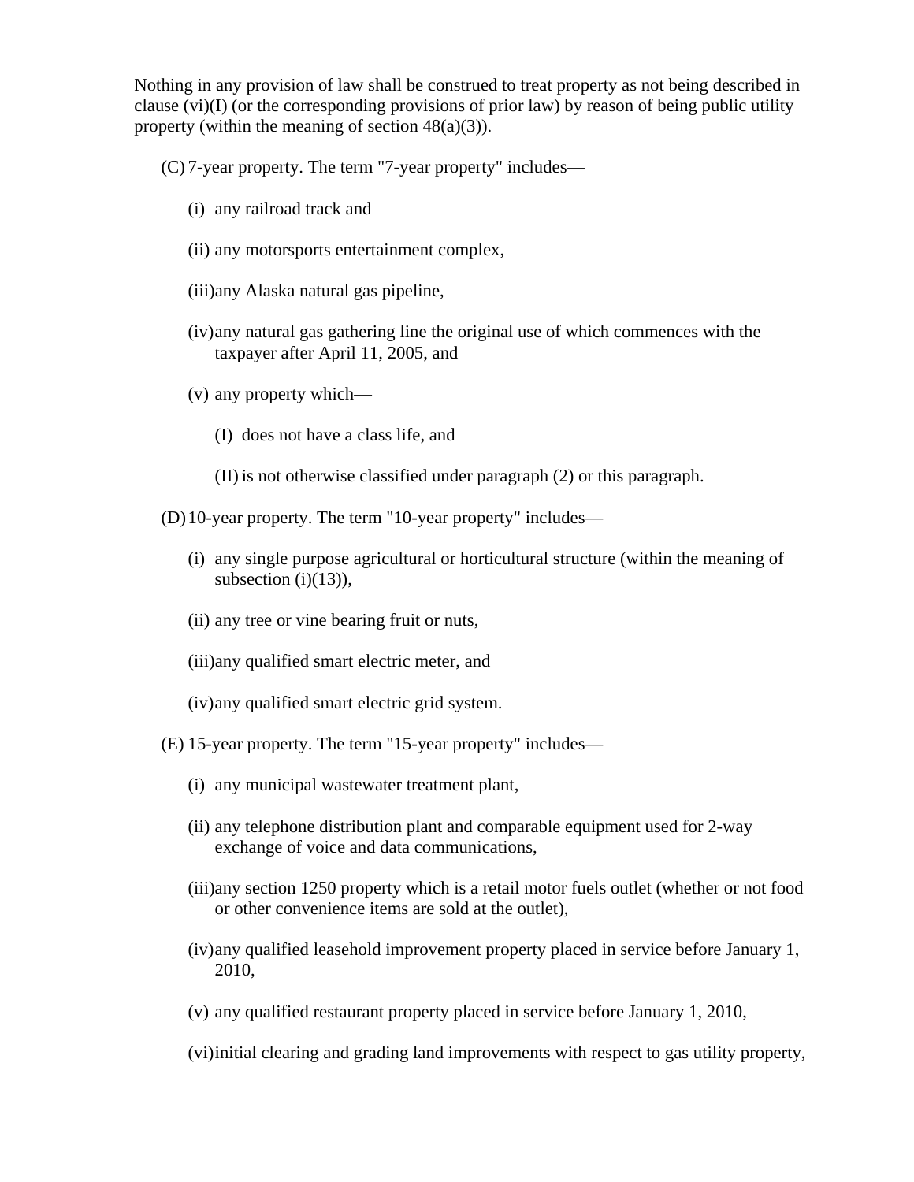Nothing in any provision of law shall be construed to treat property as not being described in clause (vi)(I) (or the corresponding provisions of prior law) by reason of being public utility property (within the meaning of section 48(a)(3)).

(C) 7-year property. The term "7-year property" includes—

- (i) any railroad track and
- (ii) any motorsports entertainment complex,
- (iii) any Alaska natural gas pipeline,
- (iv) any natural gas gathering line the original use of which commences with the taxpayer after April 11, 2005, and
- (v) any property which—
  - (I) does not have a class life, and
  - (II) is not otherwise classified under paragraph (2) or this paragraph.

(D) 10-year property. The term "10-year property" includes—

- (i) any single purpose agricultural or horticultural structure (within the meaning of subsection (i)(13)),
- (ii) any tree or vine bearing fruit or nuts,
- (iii) any qualified smart electric meter, and
- (iv) any qualified smart electric grid system.

(E) 15-year property. The term "15-year property" includes—

- (i) any municipal wastewater treatment plant,
- (ii) any telephone distribution plant and comparable equipment used for 2-way exchange of voice and data communications,
- (iii) any section 1250 property which is a retail motor fuels outlet (whether or not food or other convenience items are sold at the outlet),
- (iv) any qualified leasehold improvement property placed in service before January 1, 2010,
- (v) any qualified restaurant property placed in service before January 1, 2010,
- (vi) initial clearing and grading land improvements with respect to gas utility property,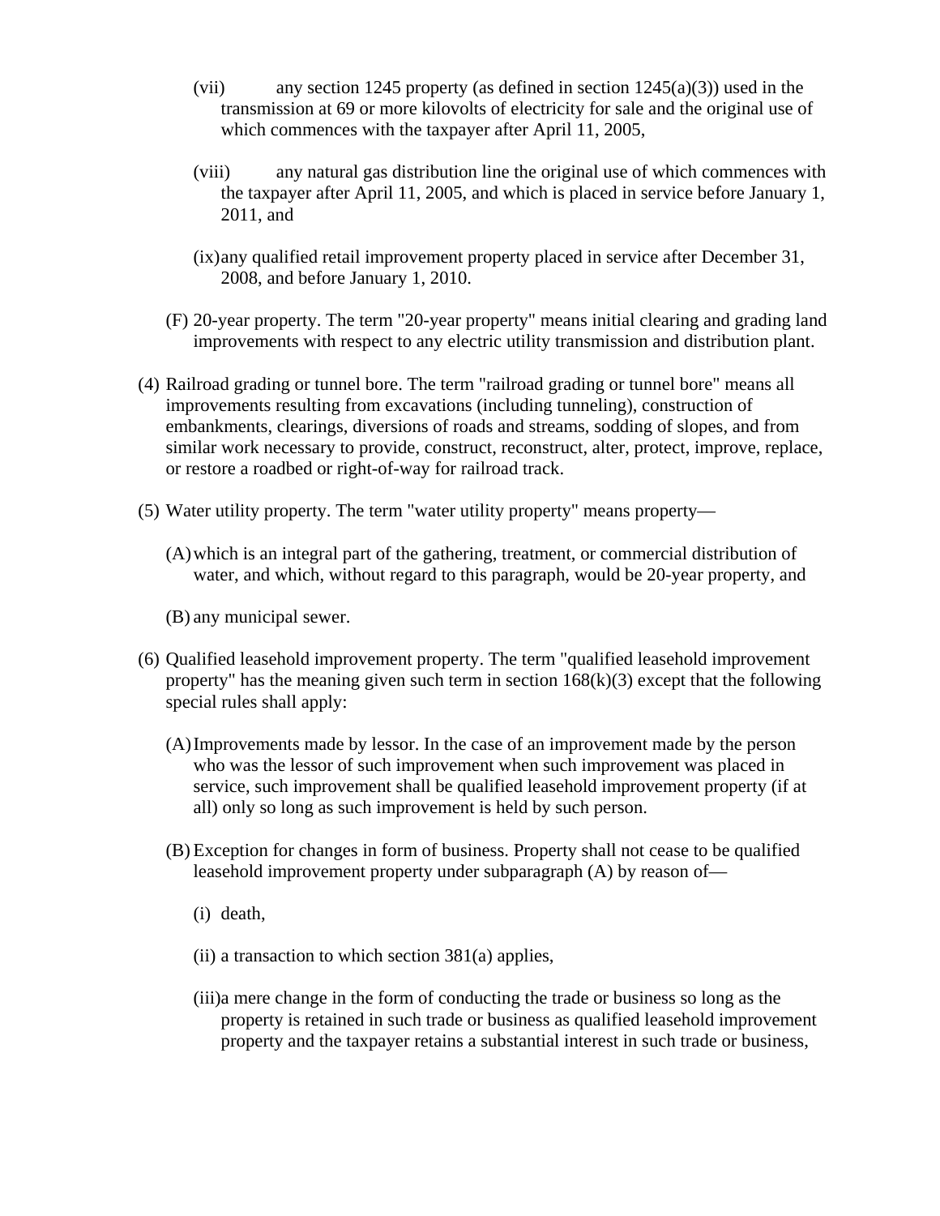(vii) any section 1245 property (as defined in section 1245(a)(3)) used in the transmission at 69 or more kilovolts of electricity for sale and the original use of which commences with the taxpayer after April 11, 2005,

(viii) any natural gas distribution line the original use of which commences with the taxpayer after April 11, 2005, and which is placed in service before January 1, 2011, and

(ix) any qualified retail improvement property placed in service after December 31, 2008, and before January 1, 2010.

(F) 20-year property. The term "20-year property" means initial clearing and grading land improvements with respect to any electric utility transmission and distribution plant.

(4) Railroad grading or tunnel bore. The term "railroad grading or tunnel bore" means all improvements resulting from excavations (including tunneling), construction of embankments, clearings, diversions of roads and streams, sodding of slopes, and from similar work necessary to provide, construct, reconstruct, alter, protect, improve, replace, or restore a roadbed or right-of-way for railroad track.

(5) Water utility property. The term "water utility property" means property—

(A) which is an integral part of the gathering, treatment, or commercial distribution of water, and which, without regard to this paragraph, would be 20-year property, and

(B) any municipal sewer.

(6) Qualified leasehold improvement property. The term "qualified leasehold improvement property" has the meaning given such term in section 168(k)(3) except that the following special rules shall apply:

(A) Improvements made by lessor. In the case of an improvement made by the person who was the lessor of such improvement when such improvement was placed in service, such improvement shall be qualified leasehold improvement property (if at all) only so long as such improvement is held by such person.

(B) Exception for changes in form of business. Property shall not cease to be qualified leasehold improvement property under subparagraph (A) by reason of—

(i) death,

(ii) a transaction to which section 381(a) applies,

(iii) a mere change in the form of conducting the trade or business so long as the property is retained in such trade or business as qualified leasehold improvement property and the taxpayer retains a substantial interest in such trade or business,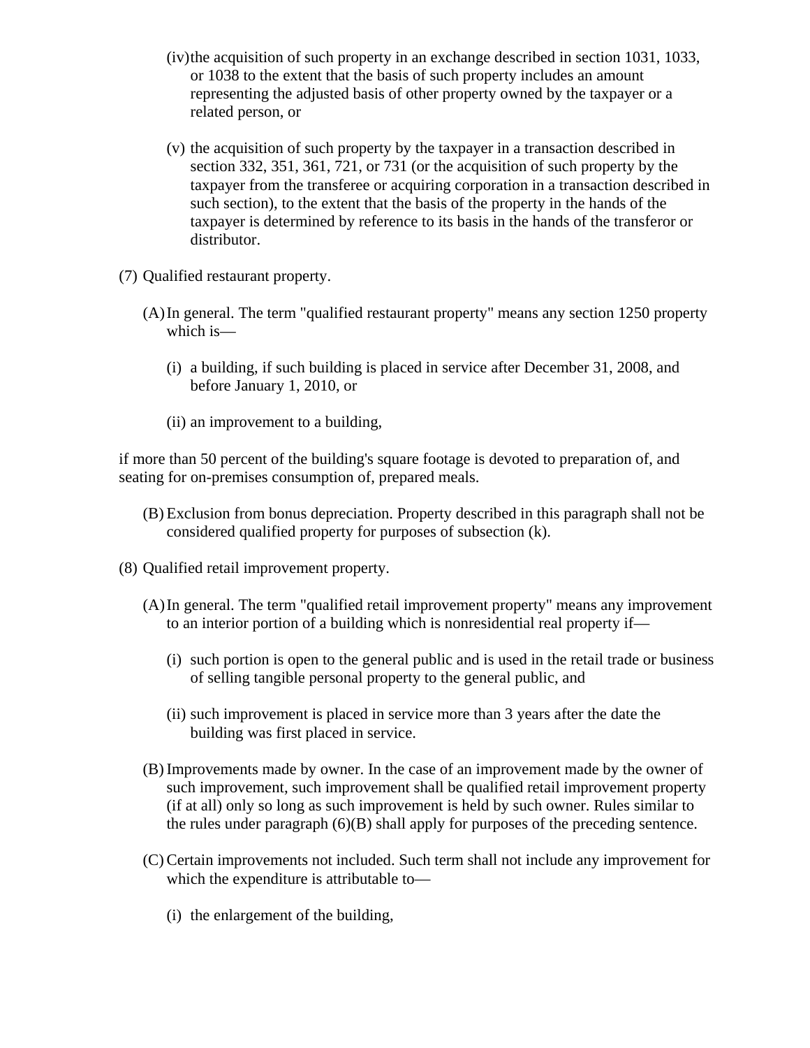(iv) the acquisition of such property in an exchange described in section 1031, 1033, or 1038 to the extent that the basis of such property includes an amount representing the adjusted basis of other property owned by the taxpayer or a related person, or

(v) the acquisition of such property by the taxpayer in a transaction described in section 332, 351, 361, 721, or 731 (or the acquisition of such property by the taxpayer from the transferee or acquiring corporation in a transaction described in such section), to the extent that the basis of the property in the hands of the taxpayer is determined by reference to its basis in the hands of the transferor or distributor.

(7) Qualified restaurant property.

(A) In general. The term "qualified restaurant property" means any section 1250 property which is—

(i) a building, if such building is placed in service after December 31, 2008, and before January 1, 2010, or

(ii) an improvement to a building,

if more than 50 percent of the building's square footage is devoted to preparation of, and seating for on-premises consumption of, prepared meals.

(B) Exclusion from bonus depreciation. Property described in this paragraph shall not be considered qualified property for purposes of subsection (k).

(8) Qualified retail improvement property.

(A) In general. The term "qualified retail improvement property" means any improvement to an interior portion of a building which is nonresidential real property if—

(i) such portion is open to the general public and is used in the retail trade or business of selling tangible personal property to the general public, and

(ii) such improvement is placed in service more than 3 years after the date the building was first placed in service.

(B) Improvements made by owner. In the case of an improvement made by the owner of such improvement, such improvement shall be qualified retail improvement property (if at all) only so long as such improvement is held by such owner. Rules similar to the rules under paragraph (6)(B) shall apply for purposes of the preceding sentence.

(C) Certain improvements not included. Such term shall not include any improvement for which the expenditure is attributable to—

(i) the enlargement of the building,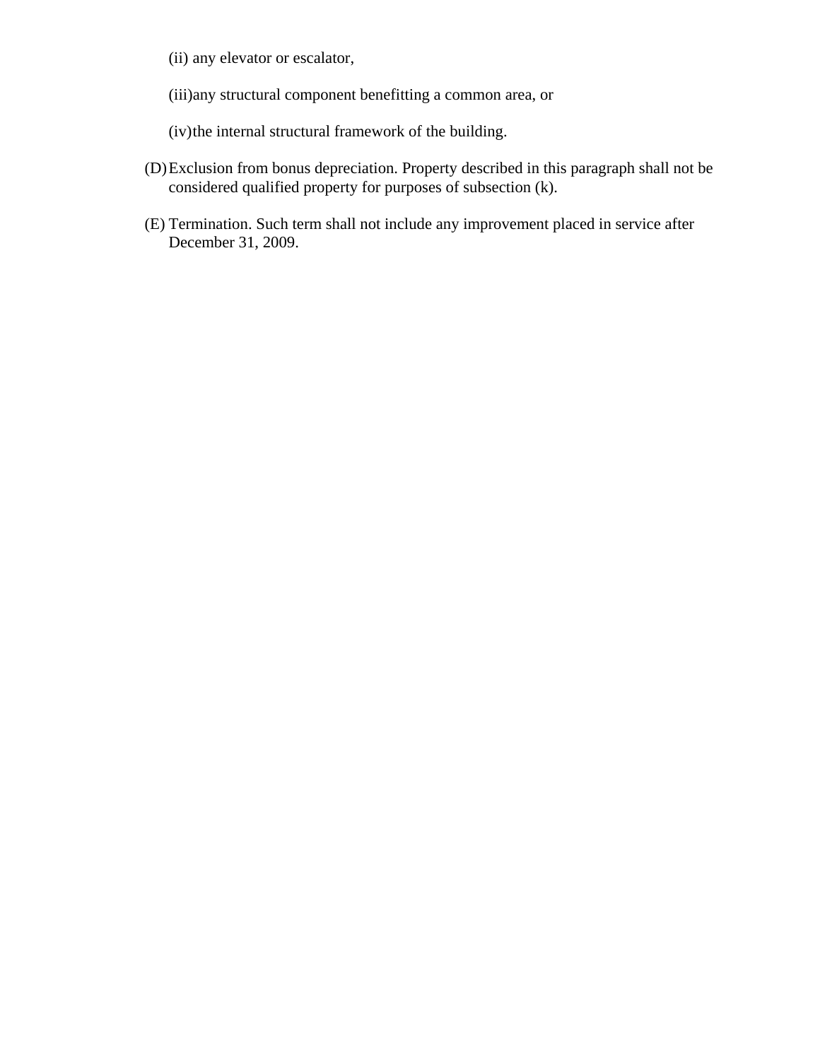(ii) any elevator or escalator,

(iii) any structural component benefitting a common area, or

(iv) the internal structural framework of the building.

(D) Exclusion from bonus depreciation. Property described in this paragraph shall not be considered qualified property for purposes of subsection (k).

(E) Termination. Such term shall not include any improvement placed in service after December 31, 2009.